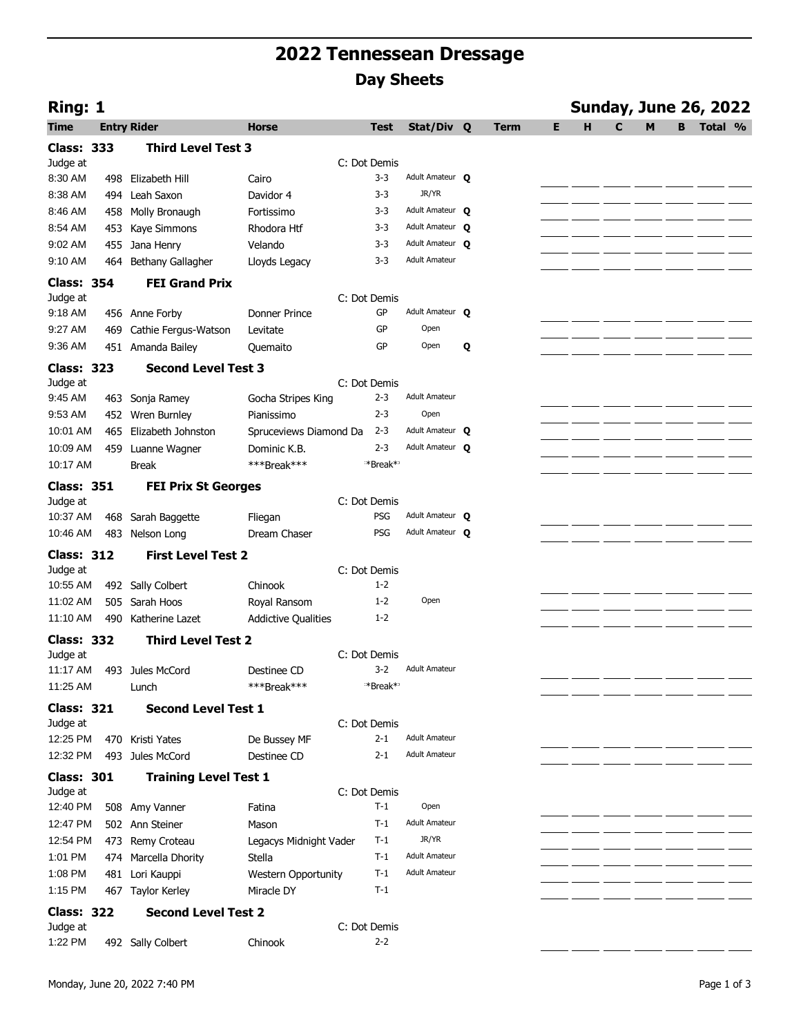# 2022 Tennessean Dressage

## Day Sheets

**Ring: 1** **Sunday, June 26, 2022**

| Time | Entry | Rider | Horse | Test | Stat/Div | Q | Term | E | H | C | M | B | Total | % |
|---|---|---|---|---|---|---|---|---|---|---|---|---|---|---|
| **Class: 333** | | **Third Level Test 3** | | | | | | | | | | | | |
| Judge at | | | | C: Dot Demis | | | | | | | | | | |
| 8:30 AM | 498 | Elizabeth Hill | Cairo | 3-3 | Adult Amateur | Q | | | | | | | | |
| 8:38 AM | 494 | Leah Saxon | Davidor 4 | 3-3 | JR/YR | | | | | | | | | |
| 8:46 AM | 458 | Molly Bronaugh | Fortissimo | 3-3 | Adult Amateur | Q | | | | | | | | |
| 8:54 AM | 453 | Kaye Simmons | Rhodora Htf | 3-3 | Adult Amateur | Q | | | | | | | | |
| 9:02 AM | 455 | Jana Henry | Velando | 3-3 | Adult Amateur | Q | | | | | | | | |
| 9:10 AM | 464 | Bethany Gallagher | Lloyds Legacy | 3-3 | Adult Amateur | | | | | | | | | |
| **Class: 354** | | **FEI Grand Prix** | | | | | | | | | | | | |
| Judge at | | | | C: Dot Demis | | | | | | | | | | |
| 9:18 AM | 456 | Anne Forby | Donner Prince | GP | Adult Amateur | Q | | | | | | | | |
| 9:27 AM | 469 | Cathie Fergus-Watson | Levitate | GP | Open | | | | | | | | | |
| 9:36 AM | 451 | Amanda Bailey | Quemaito | GP | Open | Q | | | | | | | | |
| **Class: 323** | | **Second Level Test 3** | | | | | | | | | | | | |
| Judge at | | | | C: Dot Demis | | | | | | | | | | |
| 9:45 AM | 463 | Sonja Ramey | Gocha Stripes King | 2-3 | Adult Amateur | | | | | | | | | |
| 9:53 AM | 452 | Wren Burnley | Pianissimo | 2-3 | Open | | | | | | | | | |
| 10:01 AM | 465 | Elizabeth Johnston | Spruceviews Diamond Da | 2-3 | Adult Amateur | Q | | | | | | | | |
| 10:09 AM | 459 | Luanne Wagner | Dominic K.B. | 2-3 | Adult Amateur | Q | | | | | | | | |
| 10:17 AM | | Break | ***Break*** | ***Break*** | | | | | | | | | | |
| **Class: 351** | | **FEI Prix St Georges** | | | | | | | | | | | | |
| Judge at | | | | C: Dot Demis | | | | | | | | | | |
| 10:37 AM | 468 | Sarah Baggette | Fliegan | PSG | Adult Amateur | Q | | | | | | | | |
| 10:46 AM | 483 | Nelson Long | Dream Chaser | PSG | Adult Amateur | Q | | | | | | | | |
| **Class: 312** | | **First Level Test 2** | | | | | | | | | | | | |
| Judge at | | | | C: Dot Demis | | | | | | | | | | |
| 10:55 AM | 492 | Sally Colbert | Chinook | 1-2 | | | | | | | | | | |
| 11:02 AM | 505 | Sarah Hoos | Royal Ransom | 1-2 | Open | | | | | | | | | |
| 11:10 AM | 490 | Katherine Lazet | Addictive Qualities | 1-2 | | | | | | | | | | |
| **Class: 332** | | **Third Level Test 2** | | | | | | | | | | | | |
| Judge at | | | | C: Dot Demis | | | | | | | | | | |
| 11:17 AM | 493 | Jules McCord | Destinee CD | 3-2 | Adult Amateur | | | | | | | | | |
| 11:25 AM | | Lunch | ***Break*** | ***Break*** | | | | | | | | | | |
| **Class: 321** | | **Second Level Test 1** | | | | | | | | | | | | |
| Judge at | | | | C: Dot Demis | | | | | | | | | | |
| 12:25 PM | 470 | Kristi Yates | De Bussey MF | 2-1 | Adult Amateur | | | | | | | | | |
| 12:32 PM | 493 | Jules McCord | Destinee CD | 2-1 | Adult Amateur | | | | | | | | | |
| **Class: 301** | | **Training Level Test 1** | | | | | | | | | | | | |
| Judge at | | | | C: Dot Demis | | | | | | | | | | |
| 12:40 PM | 508 | Amy Vanner | Fatina | T-1 | Open | | | | | | | | | |
| 12:47 PM | 502 | Ann Steiner | Mason | T-1 | Adult Amateur | | | | | | | | | |
| 12:54 PM | 473 | Remy Croteau | Legacys Midnight Vader | T-1 | JR/YR | | | | | | | | | |
| 1:01 PM | 474 | Marcella Dhority | Stella | T-1 | Adult Amateur | | | | | | | | | |
| 1:08 PM | 481 | Lori Kauppi | Western Opportunity | T-1 | Adult Amateur | | | | | | | | | |
| 1:15 PM | 467 | Taylor Kerley | Miracle DY | T-1 | | | | | | | | | | |
| **Class: 322** | | **Second Level Test 2** | | | | | | | | | | | | |
| Judge at | | | | C: Dot Demis | | | | | | | | | | |
| 1:22 PM | 492 | Sally Colbert | Chinook | 2-2 | | | | | | | | | | |

Monday, June 20, 2022 7:40 PM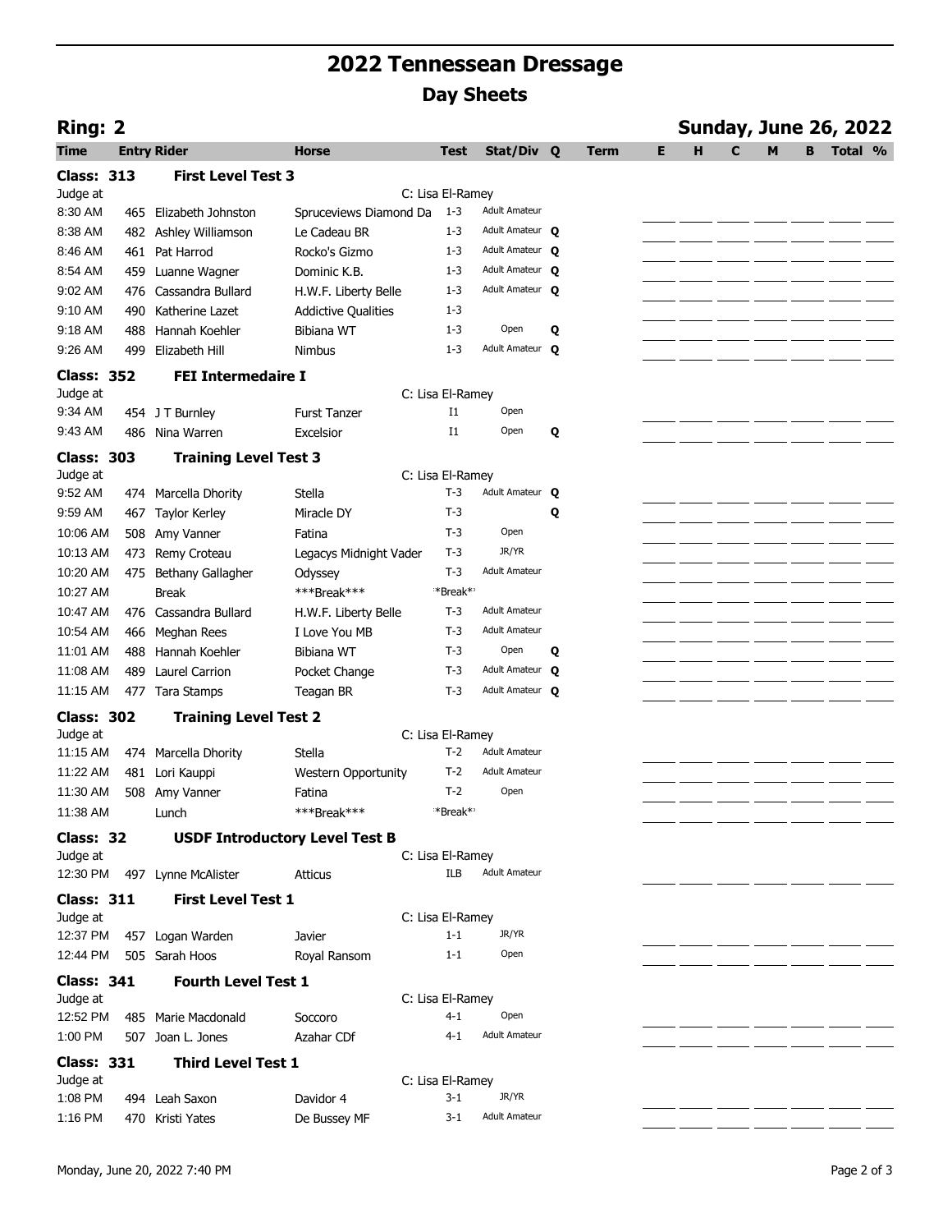# 2022 Tennessean Dressage

## Day Sheets

**Ring: 2** **Sunday, June 26, 2022**

| Time | Entry | Rider | Horse | Test | Stat/Div | Q | Term | E | H | C | M | B | Total | % |
|---|---|---|---|---|---|---|---|---|---|---|---|---|---|---|
| **Class: 313** | | **First Level Test 3** | | | | | | | | | | | | |
| Judge at | | | | C: Lisa El-Ramey | | | | | | | | | | |
| 8:30 AM | 465 | Elizabeth Johnston | Spruceviews Diamond Da | 1-3 | Adult Amateur | | | | | | | | | |
| 8:38 AM | 482 | Ashley Williamson | Le Cadeau BR | 1-3 | Adult Amateur | Q | | | | | | | | |
| 8:46 AM | 461 | Pat Harrod | Rocko's Gizmo | 1-3 | Adult Amateur | Q | | | | | | | | |
| 8:54 AM | 459 | Luanne Wagner | Dominic K.B. | 1-3 | Adult Amateur | Q | | | | | | | | |
| 9:02 AM | 476 | Cassandra Bullard | H.W.F. Liberty Belle | 1-3 | Adult Amateur | Q | | | | | | | | |
| 9:10 AM | 490 | Katherine Lazet | Addictive Qualities | 1-3 | | | | | | | | | | |
| 9:18 AM | 488 | Hannah Koehler | Bibiana WT | 1-3 | Open | Q | | | | | | | | |
| 9:26 AM | 499 | Elizabeth Hill | Nimbus | 1-3 | Adult Amateur | Q | | | | | | | | |
| **Class: 352** | | **FEI Intermedaire I** | | | | | | | | | | | | |
| Judge at | | | | C: Lisa El-Ramey | | | | | | | | | | |
| 9:34 AM | 454 | J T Burnley | Furst Tanzer | I1 | Open | | | | | | | | | |
| 9:43 AM | 486 | Nina Warren | Excelsior | I1 | Open | Q | | | | | | | | |
| **Class: 303** | | **Training Level Test 3** | | | | | | | | | | | | |
| Judge at | | | | C: Lisa El-Ramey | | | | | | | | | | |
| 9:52 AM | 474 | Marcella Dhority | Stella | T-3 | Adult Amateur | Q | | | | | | | | |
| 9:59 AM | 467 | Taylor Kerley | Miracle DY | T-3 | | Q | | | | | | | | |
| 10:06 AM | 508 | Amy Vanner | Fatina | T-3 | Open | | | | | | | | | |
| 10:13 AM | 473 | Remy Croteau | Legacys Midnight Vader | T-3 | JR/YR | | | | | | | | | |
| 10:20 AM | 475 | Bethany Gallagher | Odyssey | T-3 | Adult Amateur | | | | | | | | | |
| 10:27 AM | | Break | ***Break*** | *Break* | | | | | | | | | | |
| 10:47 AM | 476 | Cassandra Bullard | H.W.F. Liberty Belle | T-3 | Adult Amateur | | | | | | | | | |
| 10:54 AM | 466 | Meghan Rees | I Love You MB | T-3 | Adult Amateur | | | | | | | | | |
| 11:01 AM | 488 | Hannah Koehler | Bibiana WT | T-3 | Open | Q | | | | | | | | |
| 11:08 AM | 489 | Laurel Carrion | Pocket Change | T-3 | Adult Amateur | Q | | | | | | | | |
| 11:15 AM | 477 | Tara Stamps | Teagan BR | T-3 | Adult Amateur | Q | | | | | | | | |
| **Class: 302** | | **Training Level Test 2** | | | | | | | | | | | | |
| Judge at | | | | C: Lisa El-Ramey | | | | | | | | | | |
| 11:15 AM | 474 | Marcella Dhority | Stella | T-2 | Adult Amateur | | | | | | | | | |
| 11:22 AM | 481 | Lori Kauppi | Western Opportunity | T-2 | Adult Amateur | | | | | | | | | |
| 11:30 AM | 508 | Amy Vanner | Fatina | T-2 | Open | | | | | | | | | |
| 11:38 AM | | Lunch | ***Break*** | *Break* | | | | | | | | | | |
| **Class: 32** | | **USDF Introductory Level Test B** | | | | | | | | | | | | |
| Judge at | | | | C: Lisa El-Ramey | | | | | | | | | | |
| 12:30 PM | 497 | Lynne McAlister | Atticus | ILB | Adult Amateur | | | | | | | | | |
| **Class: 311** | | **First Level Test 1** | | | | | | | | | | | | |
| Judge at | | | | C: Lisa El-Ramey | | | | | | | | | | |
| 12:37 PM | 457 | Logan Warden | Javier | 1-1 | JR/YR | | | | | | | | | |
| 12:44 PM | 505 | Sarah Hoos | Royal Ransom | 1-1 | Open | | | | | | | | | |
| **Class: 341** | | **Fourth Level Test 1** | | | | | | | | | | | | |
| Judge at | | | | C: Lisa El-Ramey | | | | | | | | | | |
| 12:52 PM | 485 | Marie Macdonald | Soccoro | 4-1 | Open | | | | | | | | | |
| 1:00 PM | 507 | Joan L. Jones | Azahar CDf | 4-1 | Adult Amateur | | | | | | | | | |
| **Class: 331** | | **Third Level Test 1** | | | | | | | | | | | | |
| Judge at | | | | C: Lisa El-Ramey | | | | | | | | | | |
| 1:08 PM | 494 | Leah Saxon | Davidor 4 | 3-1 | JR/YR | | | | | | | | | |
| 1:16 PM | 470 | Kristi Yates | De Bussey MF | 3-1 | Adult Amateur | | | | | | | | | |

Monday, June 20, 2022 7:40 PM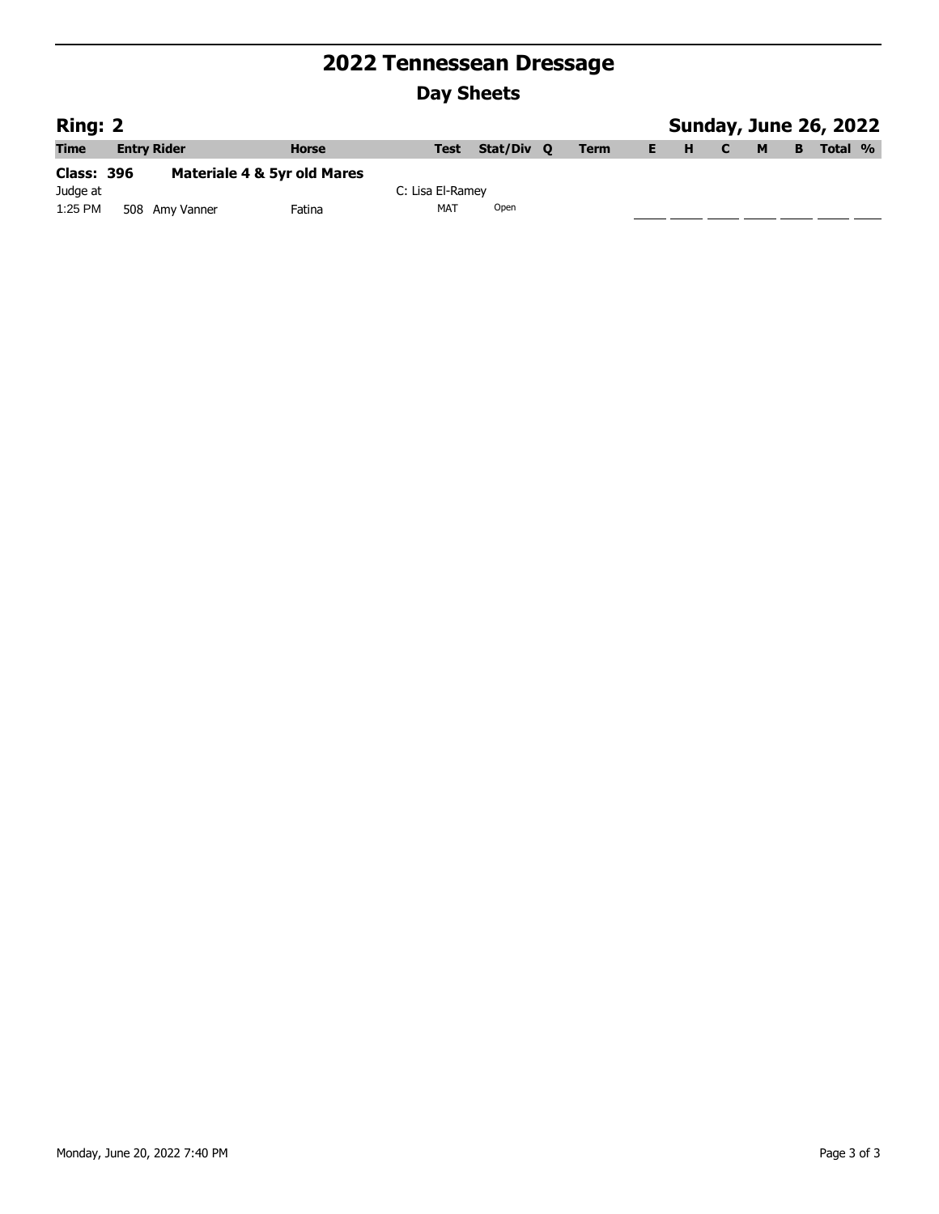# 2022 Tennessean Dressage

## Day Sheets

**Ring: 2** **Sunday, June 26, 2022**

| Time | Entry | Rider | Horse | Test | Stat/Div | Q | Term | E | H | C | M | B | Total | % |
|---|---|---|---|---|---|---|---|---|---|---|---|---|---|---|
| **Class: 396** | | **Materiale 4 & 5yr old Mares** | | | | | | | | | | | | |
| Judge at | | | | C: Lisa El-Ramey | | | | | | | | | | |
| 1:25 PM | 508 | Amy Vanner | Fatina | MAT | Open | | | ____ | ____ | ____ | ____ | ____ | ____ | ____ |

Monday, June 20, 2022 7:40 PM